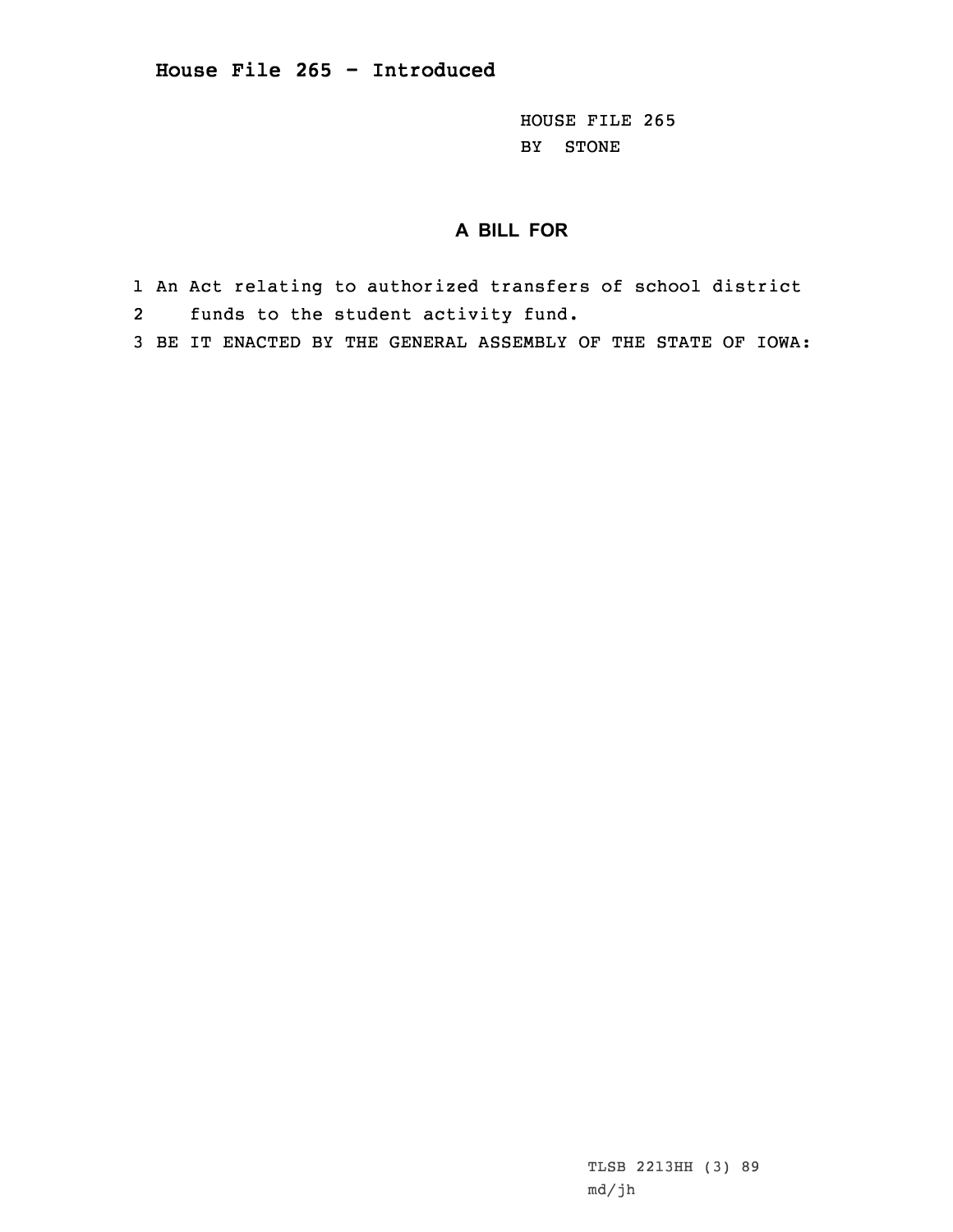# House File 265 - Introduced

HOUSE FILE 265
BY STONE

## A BILL FOR

1 An Act relating to authorized transfers of school district
2 funds to the student activity fund.
3 BE IT ENACTED BY THE GENERAL ASSEMBLY OF THE STATE OF IOWA:

TLSB 2213HH (3) 89
md/jh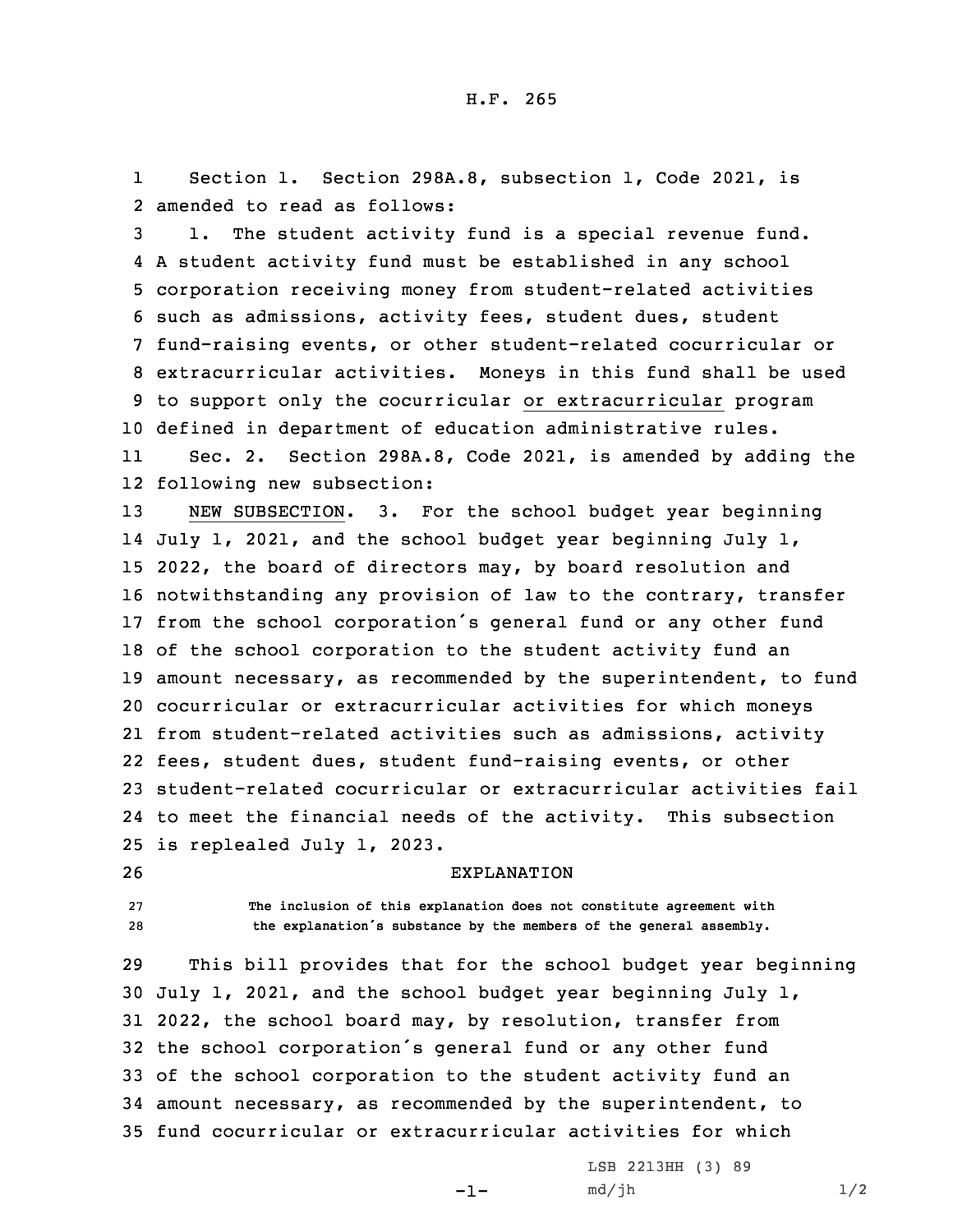H.F. 265

Section 1. Section 298A.8, subsection 1, Code 2021, is amended to read as follows:

1. The student activity fund is a special revenue fund. A student activity fund must be established in any school corporation receiving money from student-related activities such as admissions, activity fees, student dues, student fund-raising events, or other student-related cocurricular or extracurricular activities. Moneys in this fund shall be used to support only the cocurricular or extracurricular program defined in department of education administrative rules.

Sec. 2. Section 298A.8, Code 2021, is amended by adding the following new subsection:

NEW SUBSECTION. 3. For the school budget year beginning July 1, 2021, and the school budget year beginning July 1, 2022, the board of directors may, by board resolution and notwithstanding any provision of law to the contrary, transfer from the school corporation's general fund or any other fund of the school corporation to the student activity fund an amount necessary, as recommended by the superintendent, to fund cocurricular or extracurricular activities for which moneys from student-related activities such as admissions, activity fees, student dues, student fund-raising events, or other student-related cocurricular or extracurricular activities fail to meet the financial needs of the activity. This subsection is replealed July 1, 2023.

EXPLANATION

The inclusion of this explanation does not constitute agreement with the explanation's substance by the members of the general assembly.

This bill provides that for the school budget year beginning July 1, 2021, and the school budget year beginning July 1, 2022, the school board may, by resolution, transfer from the school corporation's general fund or any other fund of the school corporation to the student activity fund an amount necessary, as recommended by the superintendent, to fund cocurricular or extracurricular activities for which

LSB 2213HH (3) 89
md/jh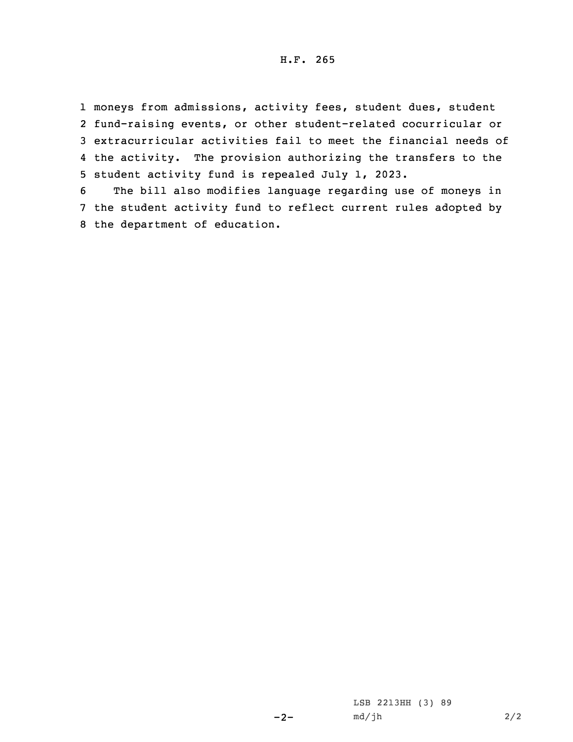moneys from admissions, activity fees, student dues, student fund-raising events, or other student-related cocurricular or extracurricular activities fail to meet the financial needs of the activity. The provision authorizing the transfers to the student activity fund is repealed July 1, 2023.

The bill also modifies language regarding use of moneys in the student activity fund to reflect current rules adopted by the department of education.

LSB 2213HH (3) 89
md/jh